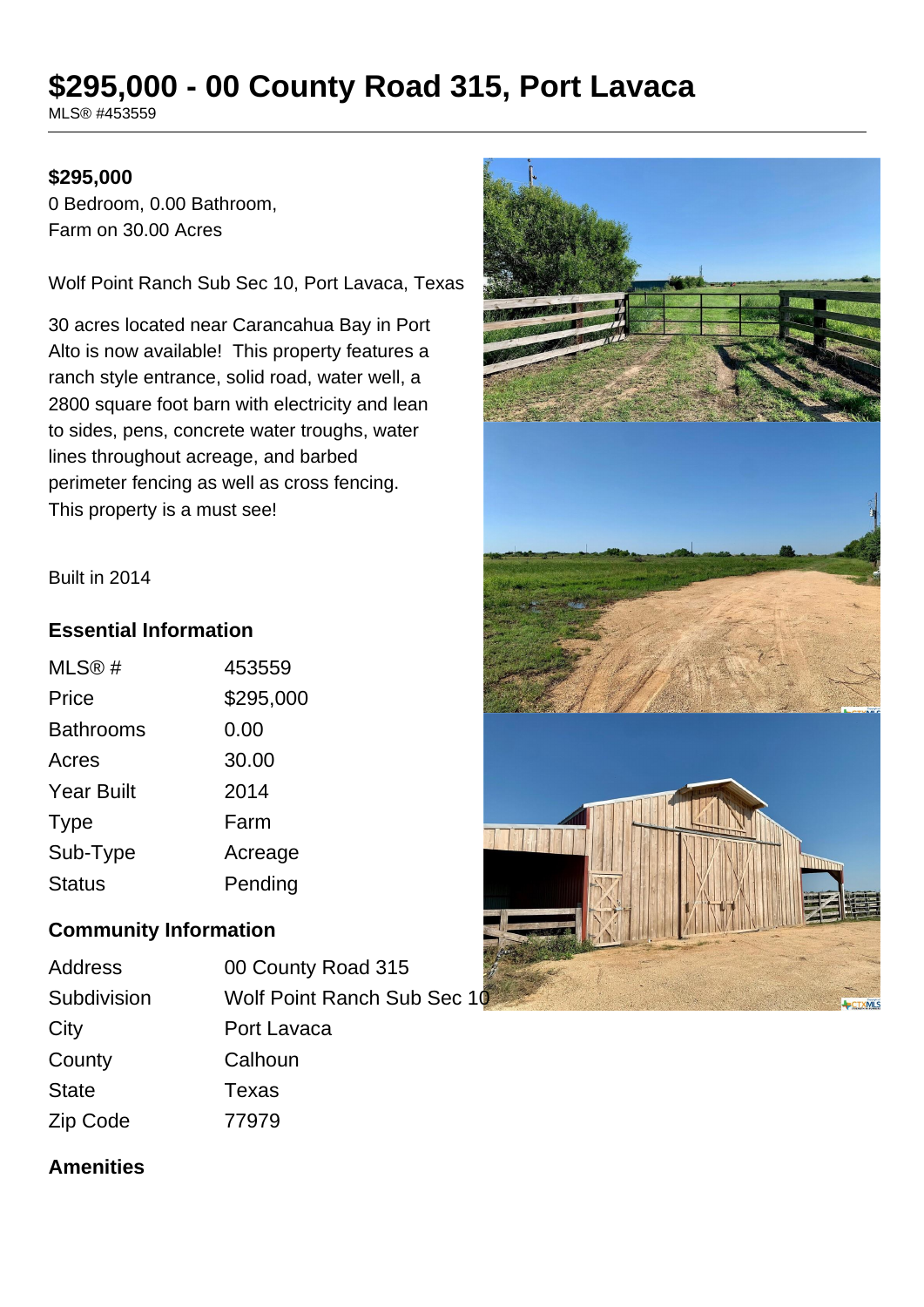# $295,000 - 00 County Road 315, Port Lavaca

MLS® #453559

**$295,000**

0 Bedroom, 0.00 Bathroom,
Farm on 30.00 Acres

Wolf Point Ranch Sub Sec 10, Port Lavaca, Texas

30 acres located near Carancahua Bay in Port Alto is now available! This property features a ranch style entrance, solid road, water well, a 2800 square foot barn with electricity and lean to sides, pens, concrete water troughs, water lines throughout acreage, and barbed perimeter fencing as well as cross fencing. This property is a must see!

Built in 2014

## Essential Information

| | |
|---|---|
| MLS® # | 453559 |
| Price | $295,000 |
| Bathrooms | 0.00 |
| Acres | 30.00 |
| Year Built | 2014 |
| Type | Farm |
| Sub-Type | Acreage |
| Status | Pending |

## Community Information

| | |
|---|---|
| Address | 00 County Road 315 |
| Subdivision | Wolf Point Ranch Sub Sec 10 |
| City | Port Lavaca |
| County | Calhoun |
| State | Texas |
| Zip Code | 77979 |

## Amenities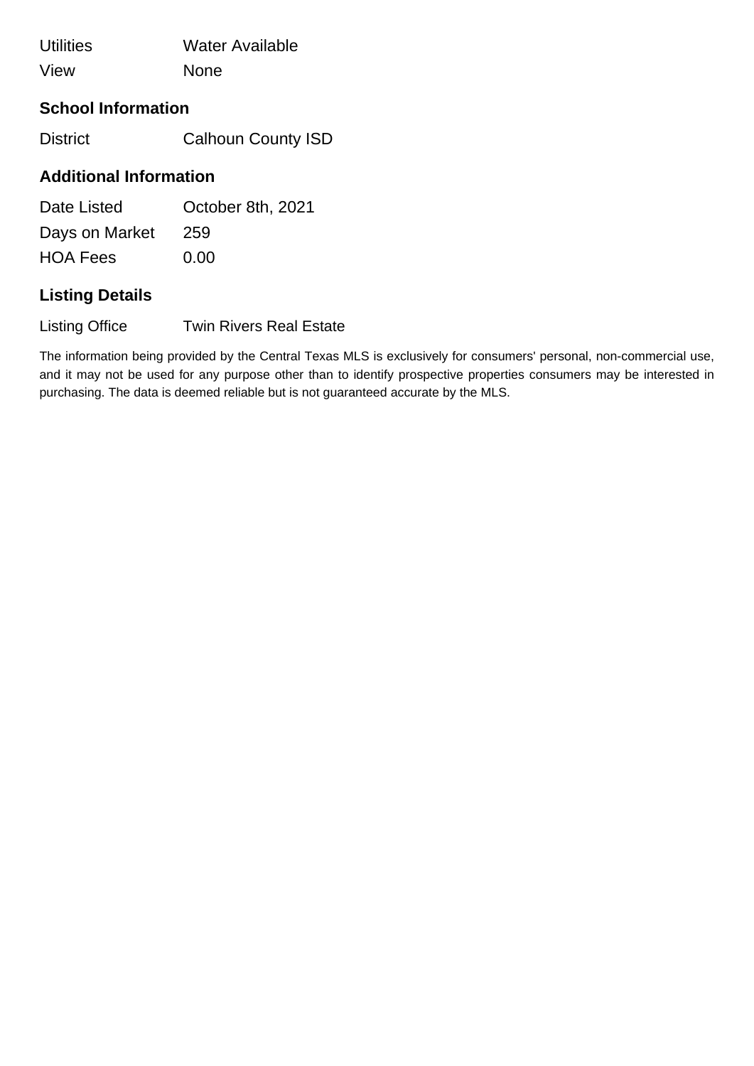| | |
|---|---|
| Utilities | Water Available |
| View | None |

## School Information

| | |
|---|---|
| District | Calhoun County ISD |

## Additional Information

| | |
|---|---|
| Date Listed | October 8th, 2021 |
| Days on Market | 259 |
| HOA Fees | 0.00 |

## Listing Details

| | |
|---|---|
| Listing Office | Twin Rivers Real Estate |

The information being provided by the Central Texas MLS is exclusively for consumers' personal, non-commercial use, and it may not be used for any purpose other than to identify prospective properties consumers may be interested in purchasing. The data is deemed reliable but is not guaranteed accurate by the MLS.